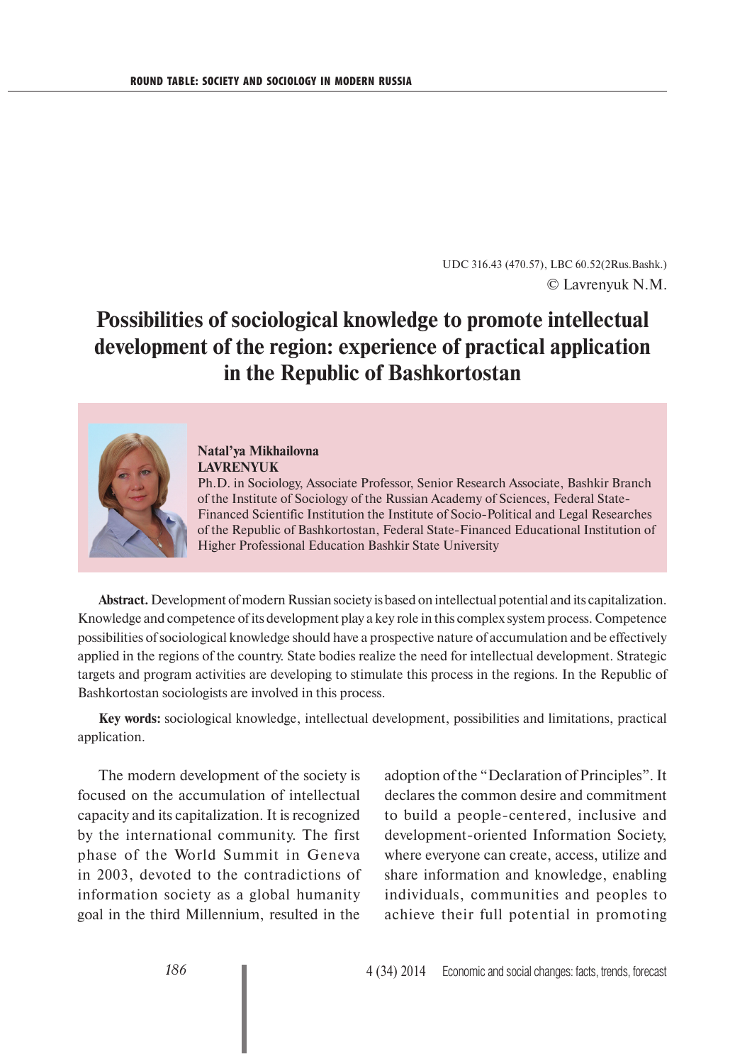UDC 316.43 (470.57), LBC 60.52(2Rus.Bashk.)

© Lavrenyuk N.M.

# Possibilities of sociological knowledge to promote intellectual development of the region: experience of practical application in the Republic of Bashkortostan

**Natal'ya Mikhailovna LAVRENYUK**

Ph.D. in Sociology, Associate Professor, Senior Research Associate, Bashkir Branch of the Institute of Sociology of the Russian Academy of Sciences, Federal State-Financed Scientific Institution the Institute of Socio-Political and Legal Researches of the Republic of Bashkortostan, Federal State-Financed Educational Institution of Higher Professional Education Bashkir State University

**Abstract.** Development of modern Russian society is based on intellectual potential and its capitalization. Knowledge and competence of its development play a key role in this complex system process. Competence possibilities of sociological knowledge should have a prospective nature of accumulation and be effectively applied in the regions of the country. State bodies realize the need for intellectual development. Strategic targets and program activities are developing to stimulate this process in the regions. In the Republic of Bashkortostan sociologists are involved in this process.

**Key words:** sociological knowledge, intellectual development, possibilities and limitations, practical application.

The modern development of the society is focused on the accumulation of intellectual capacity and its capitalization. It is recognized by the international community. The first phase of the World Summit in Geneva in 2003, devoted to the contradictions of information society as a global humanity goal in the third Millennium, resulted in the adoption of the "Declaration of Principles". It declares the common desire and commitment to build a people-centered, inclusive and development-oriented Information Society, where everyone can create, access, utilize and share information and knowledge, enabling individuals, communities and peoples to achieve their full potential in promoting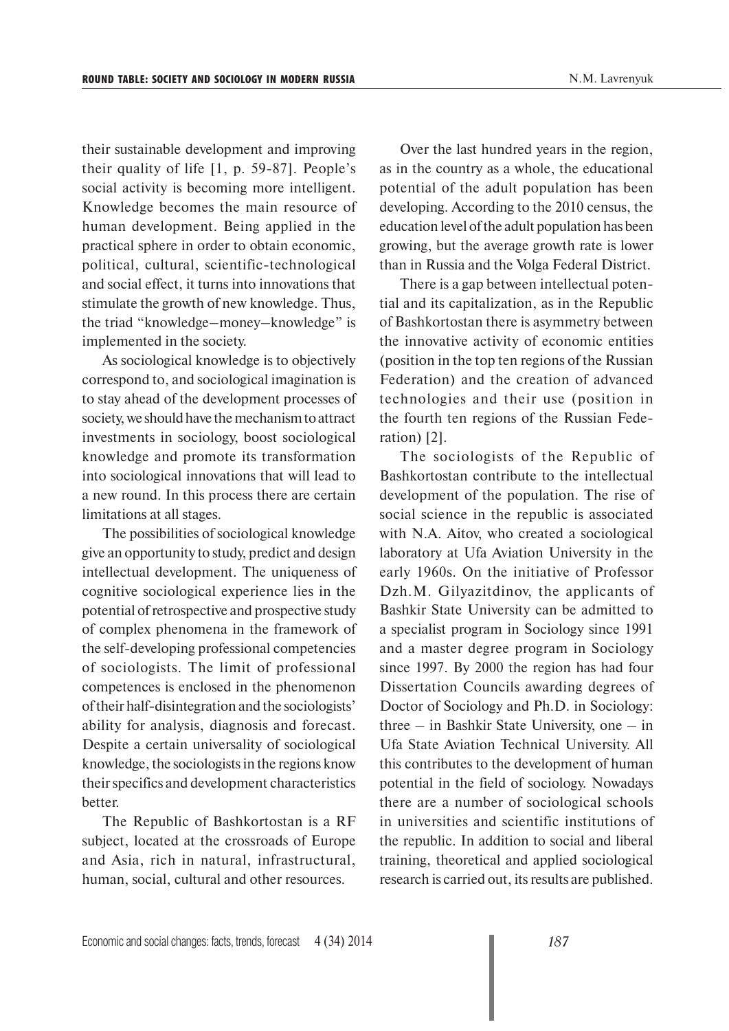their sustainable development and improving their quality of life [1, p. 59-87]. People's social activity is becoming more intelligent. Knowledge becomes the main resource of human development. Being applied in the practical sphere in order to obtain economic, political, cultural, scientific-technological and social effect, it turns into innovations that stimulate the growth of new knowledge. Thus, the triad "knowledge–money–knowledge" is implemented in the society.

As sociological knowledge is to objectively correspond to, and sociological imagination is to stay ahead of the development processes of society, we should have the mechanism to attract investments in sociology, boost sociological knowledge and promote its transformation into sociological innovations that will lead to a new round. In this process there are certain limitations at all stages.

The possibilities of sociological knowledge give an opportunity to study, predict and design intellectual development. The uniqueness of cognitive sociological experience lies in the potential of retrospective and prospective study of complex phenomena in the framework of the self-developing professional competencies of sociologists. The limit of professional competences is enclosed in the phenomenon of their half-disintegration and the sociologists' ability for analysis, diagnosis and forecast. Despite a certain universality of sociological knowledge, the sociologists in the regions know their specifics and development characteristics better.

The Republic of Bashkortostan is a RF subject, located at the crossroads of Europe and Asia, rich in natural, infrastructural, human, social, cultural and other resources.

Over the last hundred years in the region, as in the country as a whole, the educational potential of the adult population has been developing. According to the 2010 census, the education level of the adult population has been growing, but the average growth rate is lower than in Russia and the Volga Federal District.

There is a gap between intellectual potential and its capitalization, as in the Republic of Bashkortostan there is asymmetry between the innovative activity of economic entities (position in the top ten regions of the Russian Federation) and the creation of advanced technologies and their use (position in the fourth ten regions of the Russian Federation) [2].

The sociologists of the Republic of Bashkortostan contribute to the intellectual development of the population. The rise of social science in the republic is associated with N.A. Aitov, who created a sociological laboratory at Ufa Aviation University in the early 1960s. On the initiative of Professor Dzh.M. Gilyazitdinov, the applicants of Bashkir State University can be admitted to a specialist program in Sociology since 1991 and a master degree program in Sociology since 1997. By 2000 the region has had four Dissertation Councils awarding degrees of Doctor of Sociology and Ph.D. in Sociology: three – in Bashkir State University, one – in Ufa State Aviation Technical University. All this contributes to the development of human potential in the field of sociology. Nowadays there are a number of sociological schools in universities and scientific institutions of the republic. In addition to social and liberal training, theoretical and applied sociological research is carried out, its results are published.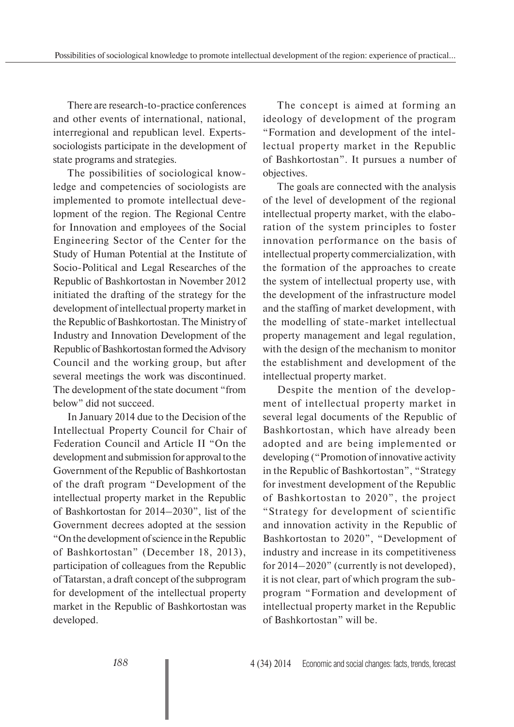There are research-to-practice conferences and other events of international, national, interregional and republican level. Experts-sociologists participate in the development of state programs and strategies.

The possibilities of sociological knowledge and competencies of sociologists are implemented to promote intellectual development of the region. The Regional Centre for Innovation and employees of the Social Engineering Sector of the Center for the Study of Human Potential at the Institute of Socio-Political and Legal Researches of the Republic of Bashkortostan in November 2012 initiated the drafting of the strategy for the development of intellectual property market in the Republic of Bashkortostan. The Ministry of Industry and Innovation Development of the Republic of Bashkortostan formed the Advisory Council and the working group, but after several meetings the work was discontinued. The development of the state document "from below" did not succeed.

In January 2014 due to the Decision of the Intellectual Property Council for Chair of Federation Council and Article II "On the development and submission for approval to the Government of the Republic of Bashkortostan of the draft program "Development of the intellectual property market in the Republic of Bashkortostan for 2014–2030", list of the Government decrees adopted at the session "On the development of science in the Republic of Bashkortostan" (December 18, 2013), participation of colleagues from the Republic of Tatarstan, a draft concept of the subprogram for development of the intellectual property market in the Republic of Bashkortostan was developed.

The concept is aimed at forming an ideology of development of the program "Formation and development of the intellectual property market in the Republic of Bashkortostan". It pursues a number of objectives.

The goals are connected with the analysis of the level of development of the regional intellectual property market, with the elaboration of the system principles to foster innovation performance on the basis of intellectual property commercialization, with the formation of the approaches to create the system of intellectual property use, with the development of the infrastructure model and the staffing of market development, with the modelling of state-market intellectual property management and legal regulation, with the design of the mechanism to monitor the establishment and development of the intellectual property market.

Despite the mention of the development of intellectual property market in several legal documents of the Republic of Bashkortostan, which have already been adopted and are being implemented or developing ("Promotion of innovative activity in the Republic of Bashkortostan", "Strategy for investment development of the Republic of Bashkortostan to 2020", the project "Strategy for development of scientific and innovation activity in the Republic of Bashkortostan to 2020", "Development of industry and increase in its competitiveness for 2014–2020" (currently is not developed), it is not clear, part of which program the subprogram "Formation and development of intellectual property market in the Republic of Bashkortostan" will be.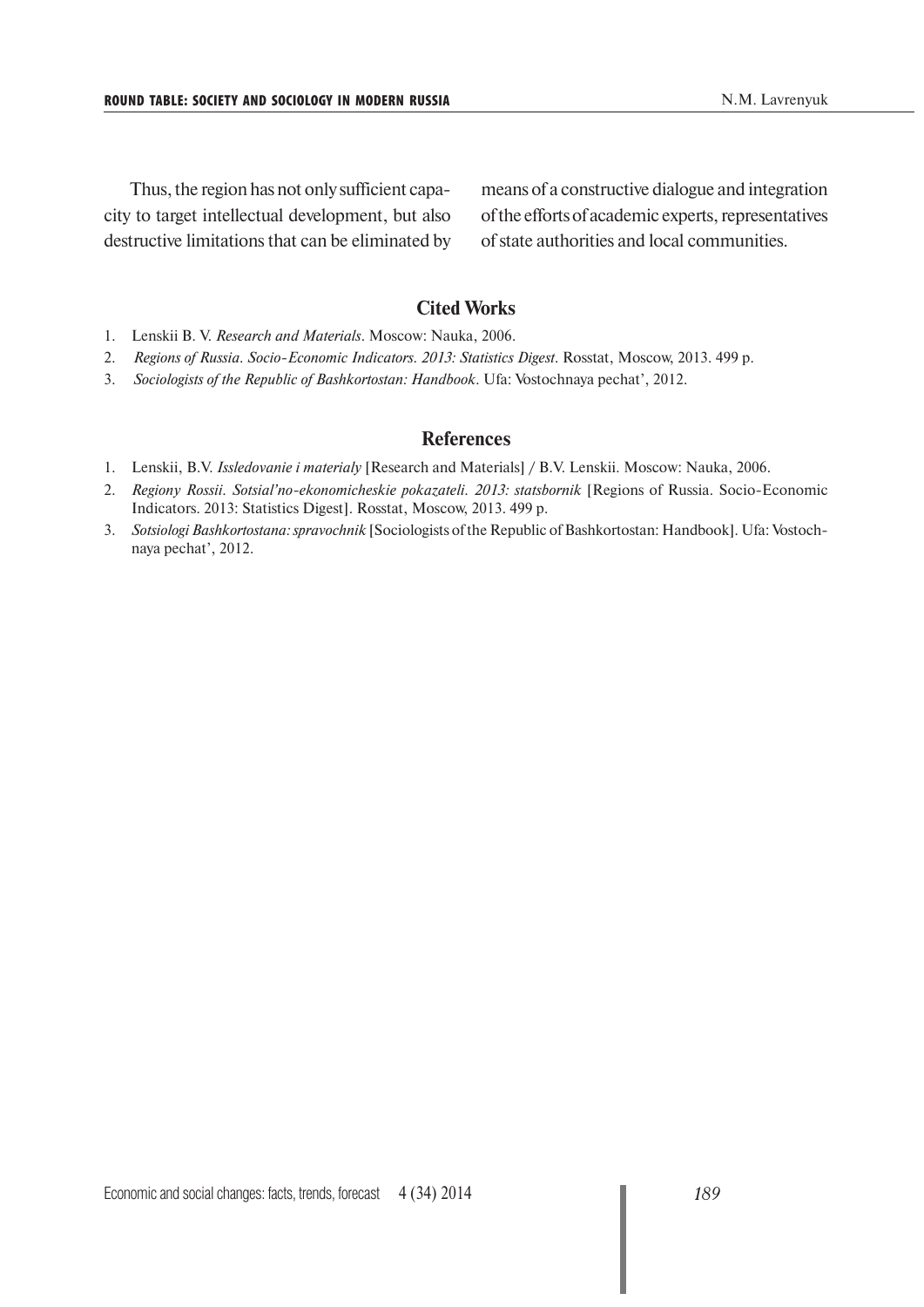Thus, the region has not only sufficient capacity to target intellectual development, but also destructive limitations that can be eliminated by means of a constructive dialogue and integration of the efforts of academic experts, representatives of state authorities and local communities.

## Cited Works

1. Lenskii B. V. *Research and Materials*. Moscow: Nauka, 2006.
2. *Regions of Russia. Socio-Economic Indicators. 2013: Statistics Digest*. Rosstat, Moscow, 2013. 499 p.
3. *Sociologists of the Republic of Bashkortostan: Handbook*. Ufa: Vostochnaya pechat', 2012.

## References

1. Lenskii, B.V. *Issledovanie i materialy* [Research and Materials] / B.V. Lenskii. Moscow: Nauka, 2006.
2. *Regiony Rossii. Sotsial'no-ekonomicheskie pokazateli. 2013: statsbornik* [Regions of Russia. Socio-Economic Indicators. 2013: Statistics Digest]. Rosstat, Moscow, 2013. 499 p.
3. *Sotsiologi Bashkortostana: spravochnik* [Sociologists of the Republic of Bashkortostan: Handbook]. Ufa: Vostochnaya pechat', 2012.